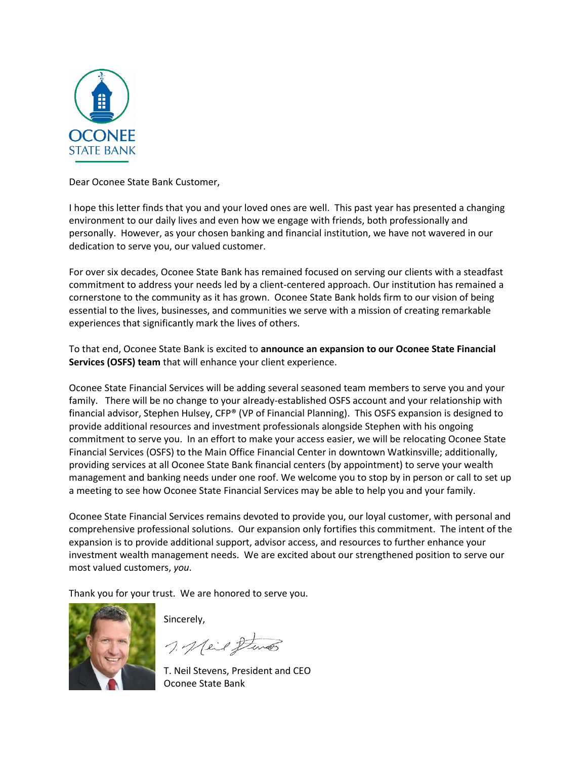OCONEE
STATE BANK

Dear Oconee State Bank Customer,

I hope this letter finds that you and your loved ones are well. This past year has presented a changing environment to our daily lives and even how we engage with friends, both professionally and personally. However, as your chosen banking and financial institution, we have not wavered in our dedication to serve you, our valued customer.

For over six decades, Oconee State Bank has remained focused on serving our clients with a steadfast commitment to address your needs led by a client-centered approach. Our institution has remained a cornerstone to the community as it has grown. Oconee State Bank holds firm to our vision of being essential to the lives, businesses, and communities we serve with a mission of creating remarkable experiences that significantly mark the lives of others.

To that end, Oconee State Bank is excited to **announce an expansion to our Oconee State Financial Services (OSFS) team** that will enhance your client experience.

Oconee State Financial Services will be adding several seasoned team members to serve you and your family. There will be no change to your already-established OSFS account and your relationship with financial advisor, Stephen Hulsey, CFP® (VP of Financial Planning). This OSFS expansion is designed to provide additional resources and investment professionals alongside Stephen with his ongoing commitment to serve you. In an effort to make your access easier, we will be relocating Oconee State Financial Services (OSFS) to the Main Office Financial Center in downtown Watkinsville; additionally, providing services at all Oconee State Bank financial centers (by appointment) to serve your wealth management and banking needs under one roof. We welcome you to stop by in person or call to set up a meeting to see how Oconee State Financial Services may be able to help you and your family.

Oconee State Financial Services remains devoted to provide you, our loyal customer, with personal and comprehensive professional solutions. Our expansion only fortifies this commitment. The intent of the expansion is to provide additional support, advisor access, and resources to further enhance your investment wealth management needs. We are excited about our strengthened position to serve our most valued customers, *you*.

Thank you for your trust. We are honored to serve you.

Sincerely,

T. Neil Stevens, President and CEO
Oconee State Bank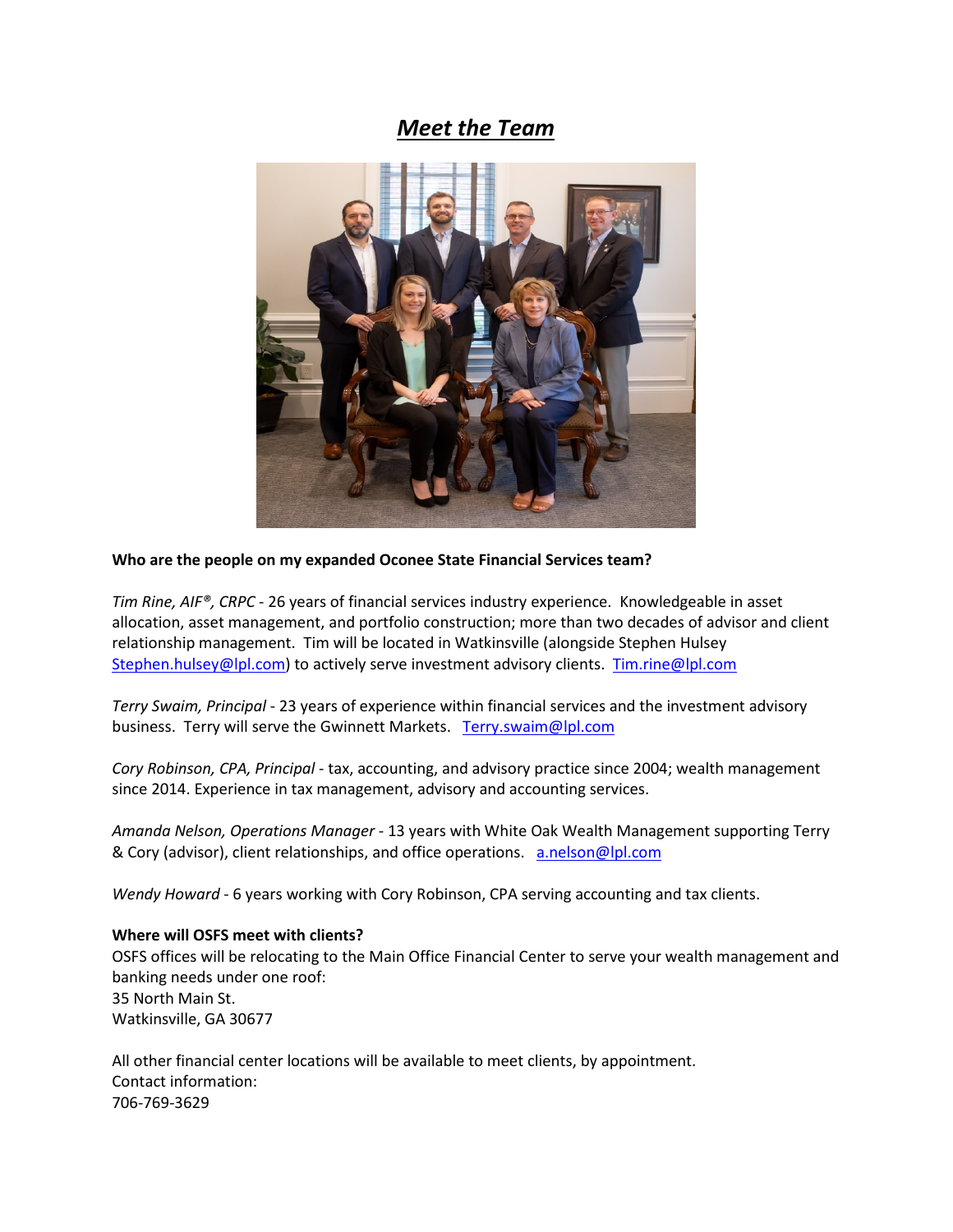# ***Meet the Team***

**Who are the people on my expanded Oconee State Financial Services team?**

*Tim Rine, AIF®, CRPC* - 26 years of financial services industry experience. Knowledgeable in asset allocation, asset management, and portfolio construction; more than two decades of advisor and client relationship management. Tim will be located in Watkinsville (alongside Stephen Hulsey Stephen.hulsey@lpl.com) to actively serve investment advisory clients. Tim.rine@lpl.com

*Terry Swaim, Principal* - 23 years of experience within financial services and the investment advisory business. Terry will serve the Gwinnett Markets. Terry.swaim@lpl.com

*Cory Robinson, CPA, Principal* - tax, accounting, and advisory practice since 2004; wealth management since 2014. Experience in tax management, advisory and accounting services.

*Amanda Nelson, Operations Manager* - 13 years with White Oak Wealth Management supporting Terry & Cory (advisor), client relationships, and office operations. a.nelson@lpl.com

*Wendy Howard* - 6 years working with Cory Robinson, CPA serving accounting and tax clients.

**Where will OSFS meet with clients?**
OSFS offices will be relocating to the Main Office Financial Center to serve your wealth management and banking needs under one roof:
35 North Main St.
Watkinsville, GA 30677

All other financial center locations will be available to meet clients, by appointment.
Contact information:
706-769-3629